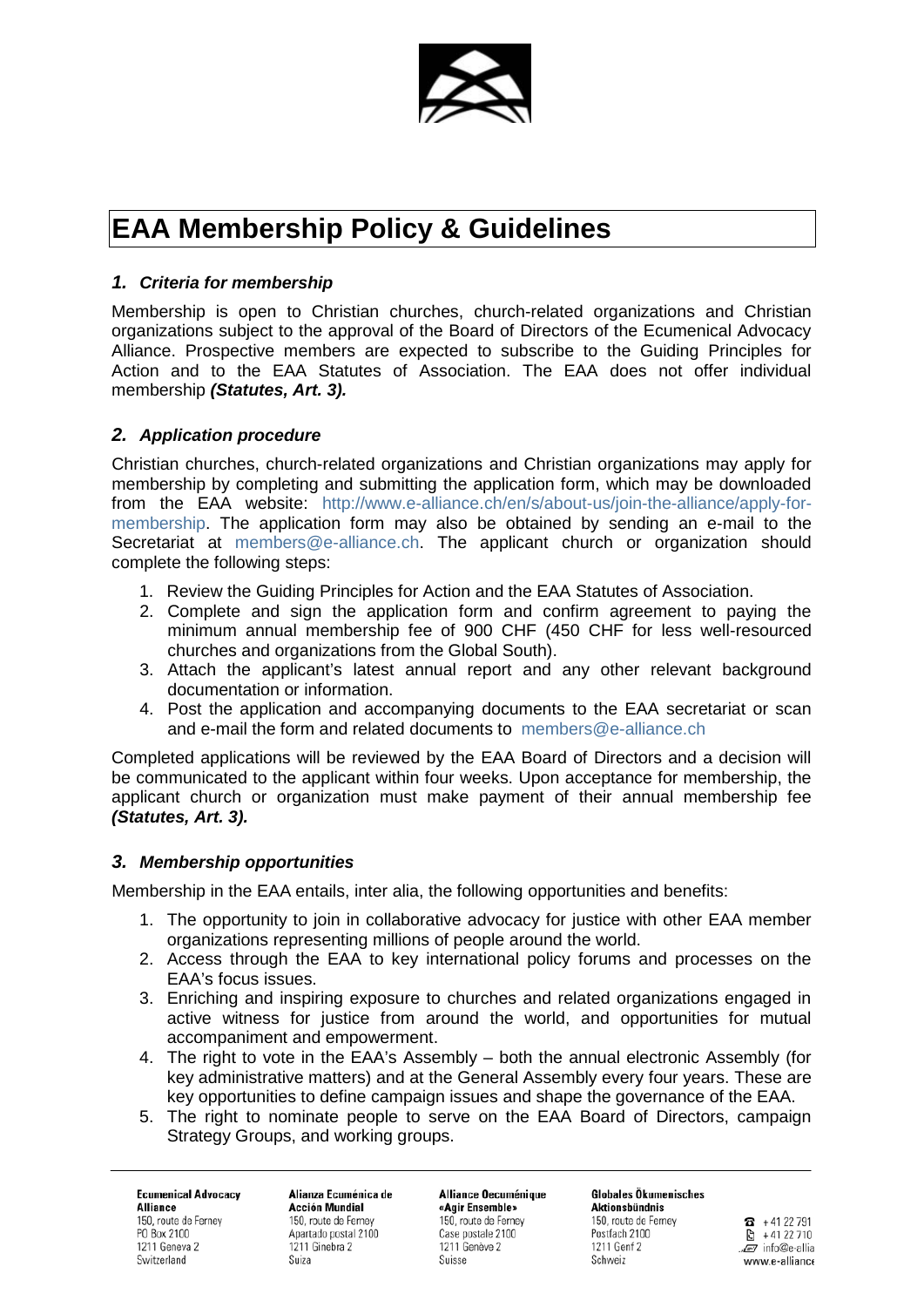# EAA Membership Policy & Guidelines

## *1. Criteria for membership*

Membership is open to Christian churches, church-related organizations and Christian organizations subject to the approval of the Board of Directors of the Ecumenical Advocacy Alliance. Prospective members are expected to subscribe to the Guiding Principles for Action and to the EAA Statutes of Association. The EAA does not offer individual membership ***(Statutes, Art. 3).***

## *2. Application procedure*

Christian churches, church-related organizations and Christian organizations may apply for membership by completing and submitting the application form, which may be downloaded from the EAA website: http://www.e-alliance.ch/en/s/about-us/join-the-alliance/apply-for-membership. The application form may also be obtained by sending an e-mail to the Secretariat at members@e-alliance.ch. The applicant church or organization should complete the following steps:

1. Review the Guiding Principles for Action and the EAA Statutes of Association.
2. Complete and sign the application form and confirm agreement to paying the minimum annual membership fee of 900 CHF (450 CHF for less well-resourced churches and organizations from the Global South).
3. Attach the applicant's latest annual report and any other relevant background documentation or information.
4. Post the application and accompanying documents to the EAA secretariat or scan and e-mail the form and related documents to members@e-alliance.ch

Completed applications will be reviewed by the EAA Board of Directors and a decision will be communicated to the applicant within four weeks. Upon acceptance for membership, the applicant church or organization must make payment of their annual membership fee ***(Statutes, Art. 3).***

## *3. Membership opportunities*

Membership in the EAA entails, inter alia, the following opportunities and benefits:

1. The opportunity to join in collaborative advocacy for justice with other EAA member organizations representing millions of people around the world.
2. Access through the EAA to key international policy forums and processes on the EAA's focus issues.
3. Enriching and inspiring exposure to churches and related organizations engaged in active witness for justice from around the world, and opportunities for mutual accompaniment and empowerment.
4. The right to vote in the EAA's Assembly – both the annual electronic Assembly (for key administrative matters) and at the General Assembly every four years. These are key opportunities to define campaign issues and shape the governance of the EAA.
5. The right to nominate people to serve on the EAA Board of Directors, campaign Strategy Groups, and working groups.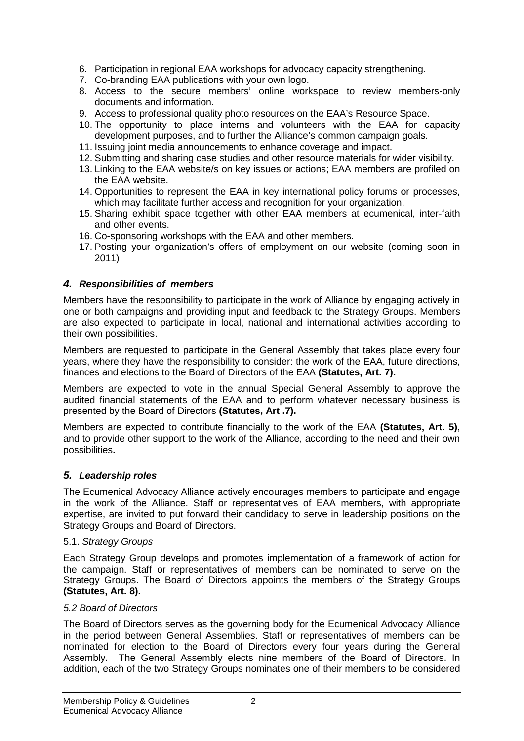6. Participation in regional EAA workshops for advocacy capacity strengthening.
7. Co-branding EAA publications with your own logo.
8. Access to the secure members' online workspace to review members-only documents and information.
9. Access to professional quality photo resources on the EAA's Resource Space.
10. The opportunity to place interns and volunteers with the EAA for capacity development purposes, and to further the Alliance's common campaign goals.
11. Issuing joint media announcements to enhance coverage and impact.
12. Submitting and sharing case studies and other resource materials for wider visibility.
13. Linking to the EAA website/s on key issues or actions; EAA members are profiled on the EAA website.
14. Opportunities to represent the EAA in key international policy forums or processes, which may facilitate further access and recognition for your organization.
15. Sharing exhibit space together with other EAA members at ecumenical, inter-faith and other events.
16. Co-sponsoring workshops with the EAA and other members.
17. Posting your organization's offers of employment on our website (coming soon in 2011)

## *4. Responsibilities of members*

Members have the responsibility to participate in the work of Alliance by engaging actively in one or both campaigns and providing input and feedback to the Strategy Groups. Members are also expected to participate in local, national and international activities according to their own possibilities.

Members are requested to participate in the General Assembly that takes place every four years, where they have the responsibility to consider: the work of the EAA, future directions, finances and elections to the Board of Directors of the EAA **(Statutes, Art. 7).**

Members are expected to vote in the annual Special General Assembly to approve the audited financial statements of the EAA and to perform whatever necessary business is presented by the Board of Directors **(Statutes, Art .7).**

Members are expected to contribute financially to the work of the EAA **(Statutes, Art. 5)**, and to provide other support to the work of the Alliance, according to the need and their own possibilities**.**

## *5. Leadership roles*

The Ecumenical Advocacy Alliance actively encourages members to participate and engage in the work of the Alliance. Staff or representatives of EAA members, with appropriate expertise, are invited to put forward their candidacy to serve in leadership positions on the Strategy Groups and Board of Directors.

### 5.1. *Strategy Groups*

Each Strategy Group develops and promotes implementation of a framework of action for the campaign. Staff or representatives of members can be nominated to serve on the Strategy Groups. The Board of Directors appoints the members of the Strategy Groups **(Statutes, Art. 8).**

### *5.2 Board of Directors*

The Board of Directors serves as the governing body for the Ecumenical Advocacy Alliance in the period between General Assemblies. Staff or representatives of members can be nominated for election to the Board of Directors every four years during the General Assembly. The General Assembly elects nine members of the Board of Directors. In addition, each of the two Strategy Groups nominates one of their members to be considered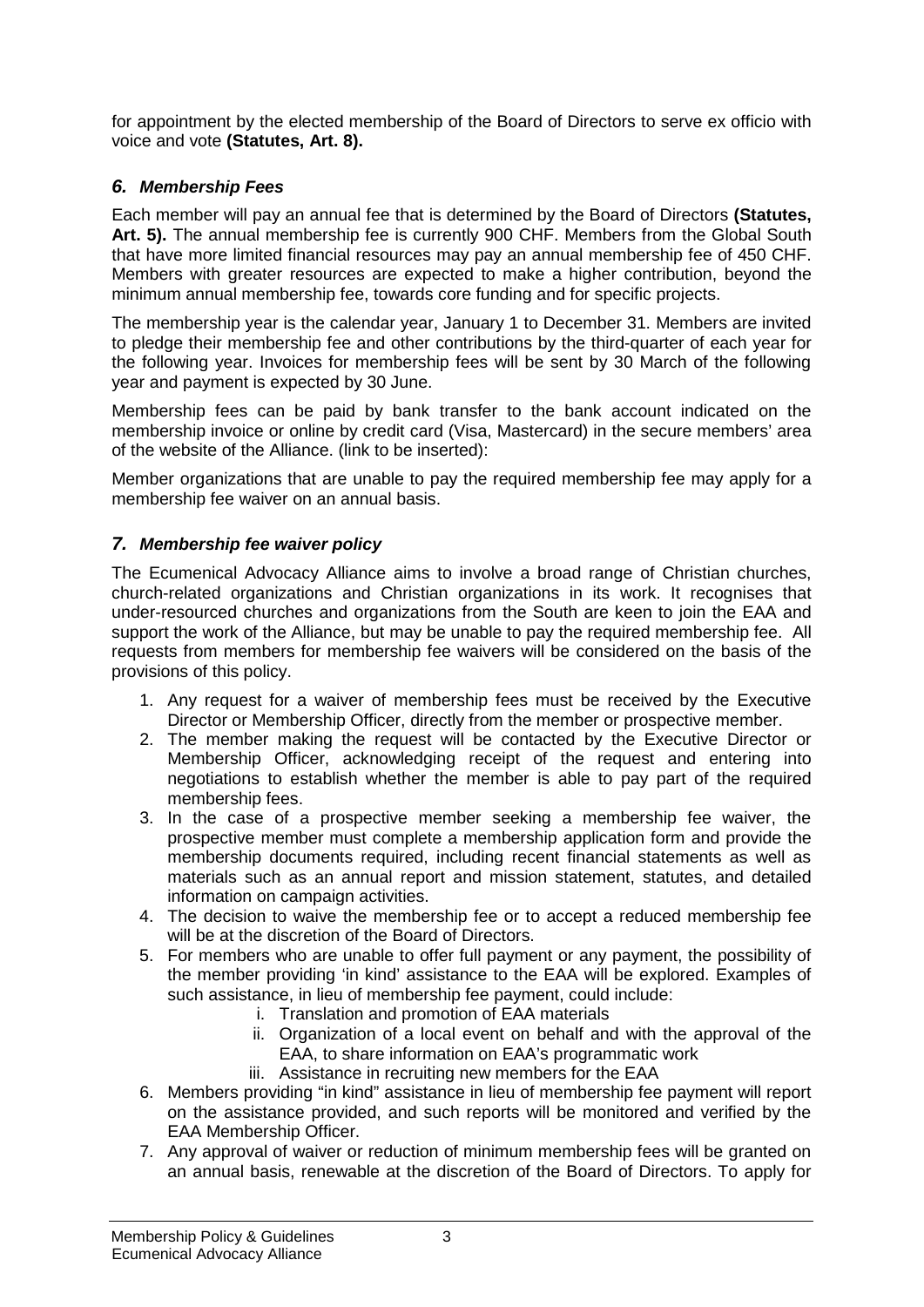for appointment by the elected membership of the Board of Directors to serve ex officio with voice and vote **(Statutes, Art. 8).**

### *6. Membership Fees*

Each member will pay an annual fee that is determined by the Board of Directors **(Statutes, Art. 5).** The annual membership fee is currently 900 CHF. Members from the Global South that have more limited financial resources may pay an annual membership fee of 450 CHF. Members with greater resources are expected to make a higher contribution, beyond the minimum annual membership fee, towards core funding and for specific projects.

The membership year is the calendar year, January 1 to December 31. Members are invited to pledge their membership fee and other contributions by the third-quarter of each year for the following year. Invoices for membership fees will be sent by 30 March of the following year and payment is expected by 30 June.

Membership fees can be paid by bank transfer to the bank account indicated on the membership invoice or online by credit card (Visa, Mastercard) in the secure members' area of the website of the Alliance. (link to be inserted):

Member organizations that are unable to pay the required membership fee may apply for a membership fee waiver on an annual basis.

### *7. Membership fee waiver policy*

The Ecumenical Advocacy Alliance aims to involve a broad range of Christian churches, church-related organizations and Christian organizations in its work. It recognises that under-resourced churches and organizations from the South are keen to join the EAA and support the work of the Alliance, but may be unable to pay the required membership fee. All requests from members for membership fee waivers will be considered on the basis of the provisions of this policy.

1. Any request for a waiver of membership fees must be received by the Executive Director or Membership Officer, directly from the member or prospective member.
2. The member making the request will be contacted by the Executive Director or Membership Officer, acknowledging receipt of the request and entering into negotiations to establish whether the member is able to pay part of the required membership fees.
3. In the case of a prospective member seeking a membership fee waiver, the prospective member must complete a membership application form and provide the membership documents required, including recent financial statements as well as materials such as an annual report and mission statement, statutes, and detailed information on campaign activities.
4. The decision to waive the membership fee or to accept a reduced membership fee will be at the discretion of the Board of Directors.
5. For members who are unable to offer full payment or any payment, the possibility of the member providing 'in kind' assistance to the EAA will be explored. Examples of such assistance, in lieu of membership fee payment, could include:
   i. Translation and promotion of EAA materials
   ii. Organization of a local event on behalf and with the approval of the EAA, to share information on EAA's programmatic work
   iii. Assistance in recruiting new members for the EAA
6. Members providing "in kind" assistance in lieu of membership fee payment will report on the assistance provided, and such reports will be monitored and verified by the EAA Membership Officer.
7. Any approval of waiver or reduction of minimum membership fees will be granted on an annual basis, renewable at the discretion of the Board of Directors. To apply for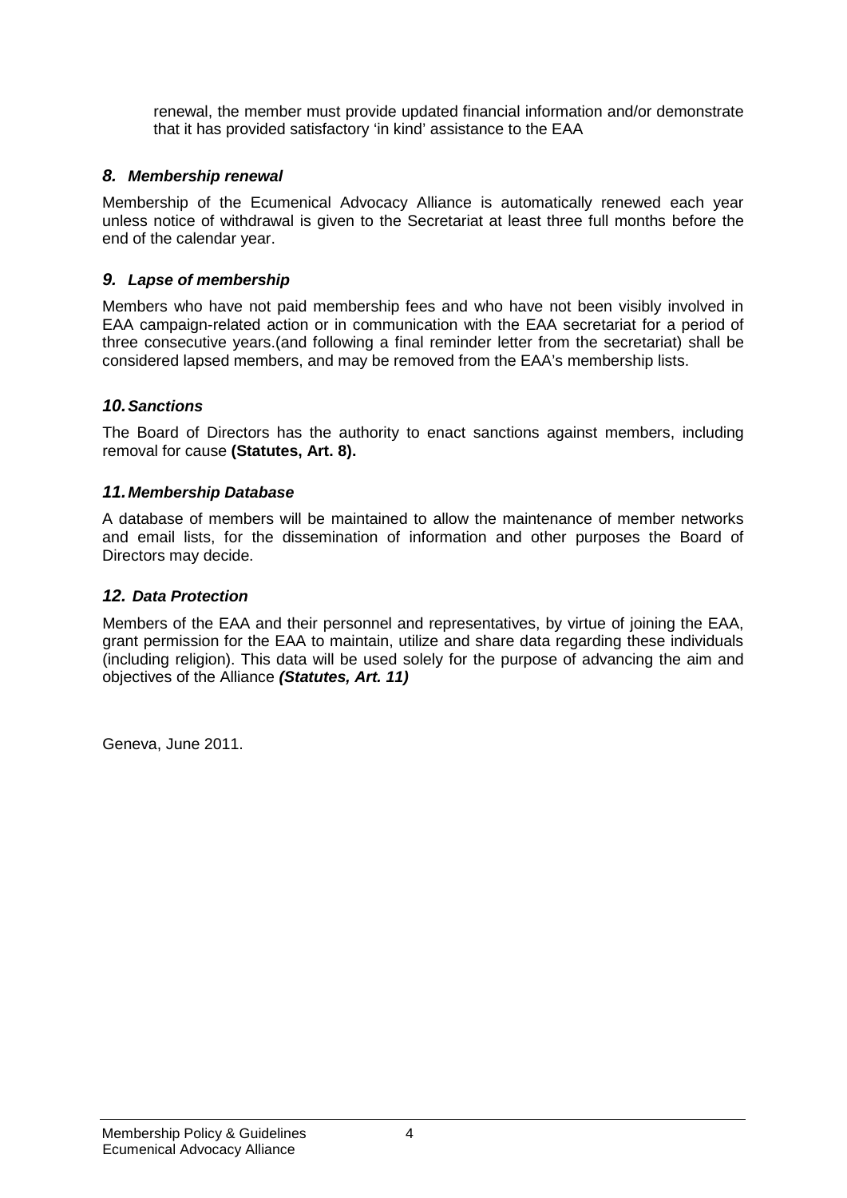renewal, the member must provide updated financial information and/or demonstrate that it has provided satisfactory 'in kind' assistance to the EAA

### *8. Membership renewal*

Membership of the Ecumenical Advocacy Alliance is automatically renewed each year unless notice of withdrawal is given to the Secretariat at least three full months before the end of the calendar year.

### *9. Lapse of membership*

Members who have not paid membership fees and who have not been visibly involved in EAA campaign-related action or in communication with the EAA secretariat for a period of three consecutive years.(and following a final reminder letter from the secretariat) shall be considered lapsed members, and may be removed from the EAA's membership lists.

### *10. Sanctions*

The Board of Directors has the authority to enact sanctions against members, including removal for cause **(Statutes, Art. 8).**

### *11. Membership Database*

A database of members will be maintained to allow the maintenance of member networks and email lists, for the dissemination of information and other purposes the Board of Directors may decide.

### *12. Data Protection*

Members of the EAA and their personnel and representatives, by virtue of joining the EAA, grant permission for the EAA to maintain, utilize and share data regarding these individuals (including religion). This data will be used solely for the purpose of advancing the aim and objectives of the Alliance ***(Statutes, Art. 11)***

Geneva, June 2011.